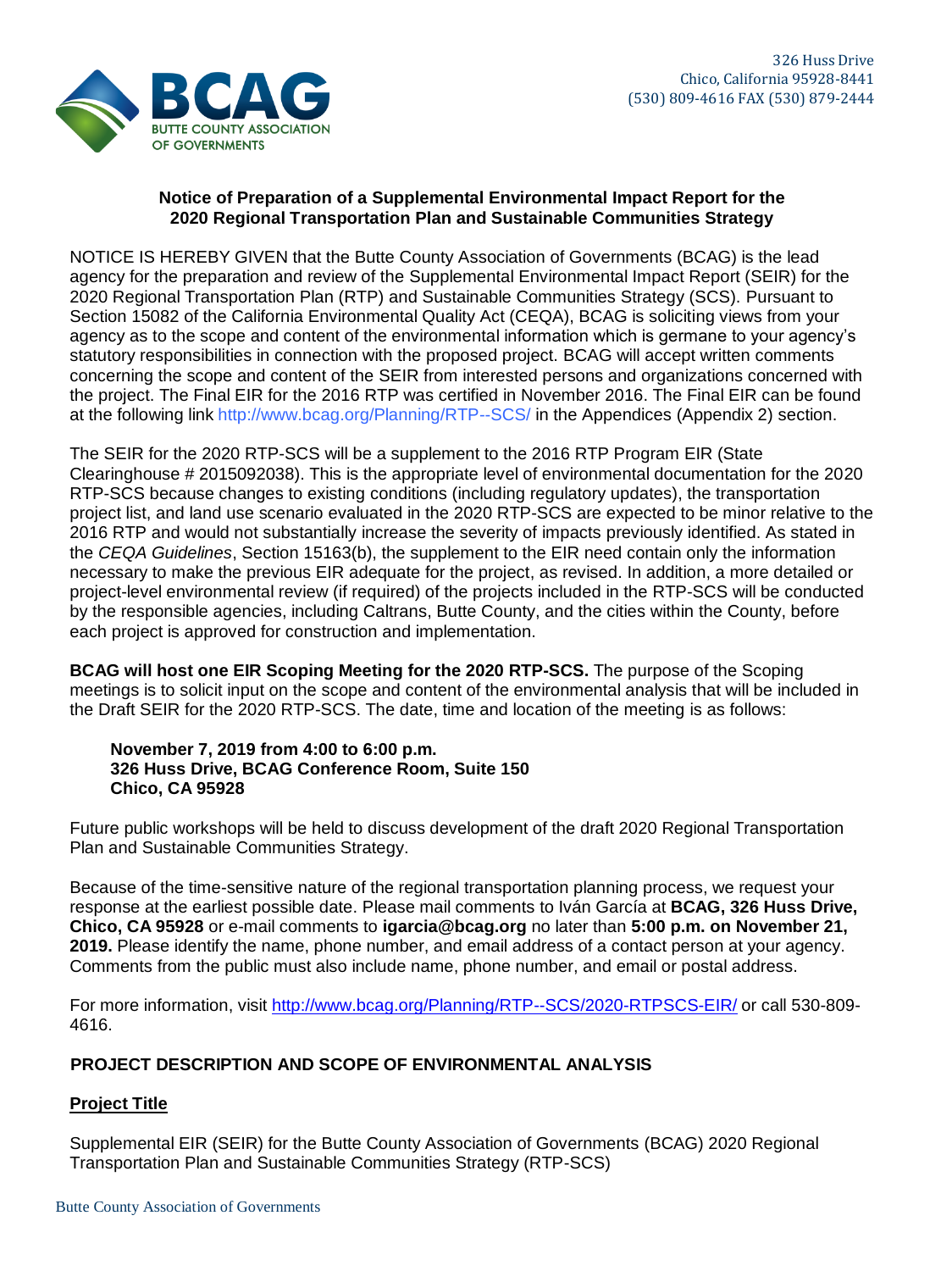BCAG
BUTTE COUNTY ASSOCIATION OF GOVERNMENTS

326 Huss Drive
Chico, California 95928-8441
(530) 809-4616 FAX (530) 879-2444

**Notice of Preparation of a Supplemental Environmental Impact Report for the 2020 Regional Transportation Plan and Sustainable Communities Strategy**

NOTICE IS HEREBY GIVEN that the Butte County Association of Governments (BCAG) is the lead agency for the preparation and review of the Supplemental Environmental Impact Report (SEIR) for the 2020 Regional Transportation Plan (RTP) and Sustainable Communities Strategy (SCS). Pursuant to Section 15082 of the California Environmental Quality Act (CEQA), BCAG is soliciting views from your agency as to the scope and content of the environmental information which is germane to your agency's statutory responsibilities in connection with the proposed project. BCAG will accept written comments concerning the scope and content of the SEIR from interested persons and organizations concerned with the project. The Final EIR for the 2016 RTP was certified in November 2016. The Final EIR can be found at the following link http://www.bcag.org/Planning/RTP--SCS/ in the Appendices (Appendix 2) section.

The SEIR for the 2020 RTP-SCS will be a supplement to the 2016 RTP Program EIR (State Clearinghouse # 2015092038). This is the appropriate level of environmental documentation for the 2020 RTP-SCS because changes to existing conditions (including regulatory updates), the transportation project list, and land use scenario evaluated in the 2020 RTP-SCS are expected to be minor relative to the 2016 RTP and would not substantially increase the severity of impacts previously identified. As stated in the *CEQA Guidelines*, Section 15163(b), the supplement to the EIR need contain only the information necessary to make the previous EIR adequate for the project, as revised. In addition, a more detailed or project-level environmental review (if required) of the projects included in the RTP-SCS will be conducted by the responsible agencies, including Caltrans, Butte County, and the cities within the County, before each project is approved for construction and implementation.

**BCAG will host one EIR Scoping Meeting for the 2020 RTP-SCS.** The purpose of the Scoping meetings is to solicit input on the scope and content of the environmental analysis that will be included in the Draft SEIR for the 2020 RTP-SCS. The date, time and location of the meeting is as follows:

**November 7, 2019 from 4:00 to 6:00 p.m.**
**326 Huss Drive, BCAG Conference Room, Suite 150**
**Chico, CA 95928**

Future public workshops will be held to discuss development of the draft 2020 Regional Transportation Plan and Sustainable Communities Strategy.

Because of the time-sensitive nature of the regional transportation planning process, we request your response at the earliest possible date. Please mail comments to Iván García at **BCAG, 326 Huss Drive, Chico, CA 95928** or e-mail comments to **igarcia@bcag.org** no later than **5:00 p.m. on November 21, 2019.** Please identify the name, phone number, and email address of a contact person at your agency. Comments from the public must also include name, phone number, and email or postal address.

For more information, visit http://www.bcag.org/Planning/RTP--SCS/2020-RTPSCS-EIR/ or call 530-809-4616.

## PROJECT DESCRIPTION AND SCOPE OF ENVIRONMENTAL ANALYSIS

### Project Title

Supplemental EIR (SEIR) for the Butte County Association of Governments (BCAG) 2020 Regional Transportation Plan and Sustainable Communities Strategy (RTP-SCS)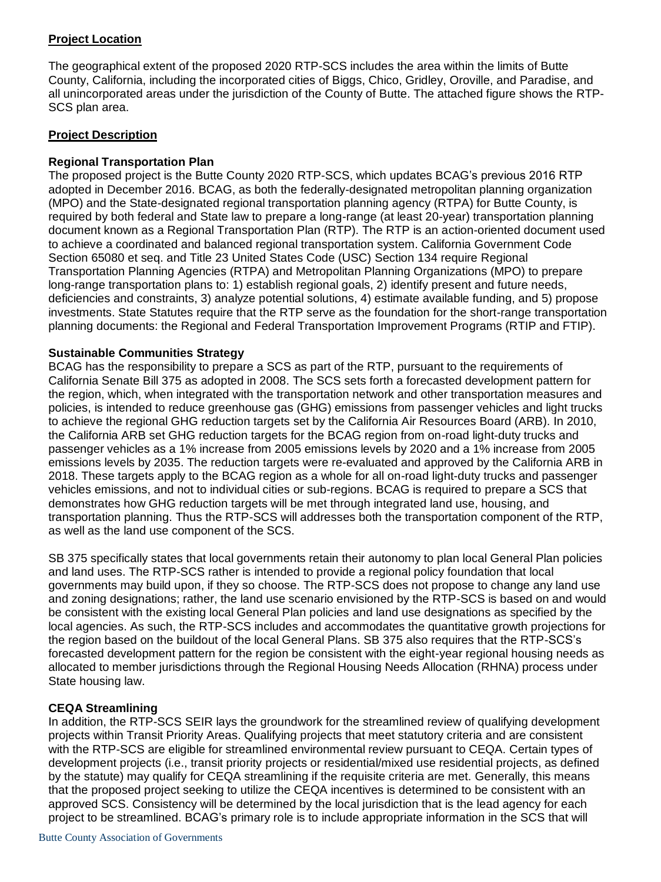**Project Location**

The geographical extent of the proposed 2020 RTP-SCS includes the area within the limits of Butte County, California, including the incorporated cities of Biggs, Chico, Gridley, Oroville, and Paradise, and all unincorporated areas under the jurisdiction of the County of Butte. The attached figure shows the RTP-SCS plan area.

**Project Description**

**Regional Transportation Plan**

The proposed project is the Butte County 2020 RTP-SCS, which updates BCAG's previous 2016 RTP adopted in December 2016. BCAG, as both the federally-designated metropolitan planning organization (MPO) and the State-designated regional transportation planning agency (RTPA) for Butte County, is required by both federal and State law to prepare a long-range (at least 20-year) transportation planning document known as a Regional Transportation Plan (RTP). The RTP is an action-oriented document used to achieve a coordinated and balanced regional transportation system. California Government Code Section 65080 et seq. and Title 23 United States Code (USC) Section 134 require Regional Transportation Planning Agencies (RTPA) and Metropolitan Planning Organizations (MPO) to prepare long-range transportation plans to: 1) establish regional goals, 2) identify present and future needs, deficiencies and constraints, 3) analyze potential solutions, 4) estimate available funding, and 5) propose investments. State Statutes require that the RTP serve as the foundation for the short-range transportation planning documents: the Regional and Federal Transportation Improvement Programs (RTIP and FTIP).

**Sustainable Communities Strategy**

BCAG has the responsibility to prepare a SCS as part of the RTP, pursuant to the requirements of California Senate Bill 375 as adopted in 2008. The SCS sets forth a forecasted development pattern for the region, which, when integrated with the transportation network and other transportation measures and policies, is intended to reduce greenhouse gas (GHG) emissions from passenger vehicles and light trucks to achieve the regional GHG reduction targets set by the California Air Resources Board (ARB). In 2010, the California ARB set GHG reduction targets for the BCAG region from on-road light-duty trucks and passenger vehicles as a 1% increase from 2005 emissions levels by 2020 and a 1% increase from 2005 emissions levels by 2035. The reduction targets were re-evaluated and approved by the California ARB in 2018. These targets apply to the BCAG region as a whole for all on-road light-duty trucks and passenger vehicles emissions, and not to individual cities or sub-regions. BCAG is required to prepare a SCS that demonstrates how GHG reduction targets will be met through integrated land use, housing, and transportation planning. Thus the RTP-SCS will addresses both the transportation component of the RTP, as well as the land use component of the SCS.

SB 375 specifically states that local governments retain their autonomy to plan local General Plan policies and land uses. The RTP-SCS rather is intended to provide a regional policy foundation that local governments may build upon, if they so choose. The RTP-SCS does not propose to change any land use and zoning designations; rather, the land use scenario envisioned by the RTP-SCS is based on and would be consistent with the existing local General Plan policies and land use designations as specified by the local agencies. As such, the RTP-SCS includes and accommodates the quantitative growth projections for the region based on the buildout of the local General Plans. SB 375 also requires that the RTP-SCS's forecasted development pattern for the region be consistent with the eight-year regional housing needs as allocated to member jurisdictions through the Regional Housing Needs Allocation (RHNA) process under State housing law.

**CEQA Streamlining**

In addition, the RTP-SCS SEIR lays the groundwork for the streamlined review of qualifying development projects within Transit Priority Areas. Qualifying projects that meet statutory criteria and are consistent with the RTP-SCS are eligible for streamlined environmental review pursuant to CEQA. Certain types of development projects (i.e., transit priority projects or residential/mixed use residential projects, as defined by the statute) may qualify for CEQA streamlining if the requisite criteria are met. Generally, this means that the proposed project seeking to utilize the CEQA incentives is determined to be consistent with an approved SCS. Consistency will be determined by the local jurisdiction that is the lead agency for each project to be streamlined. BCAG's primary role is to include appropriate information in the SCS that will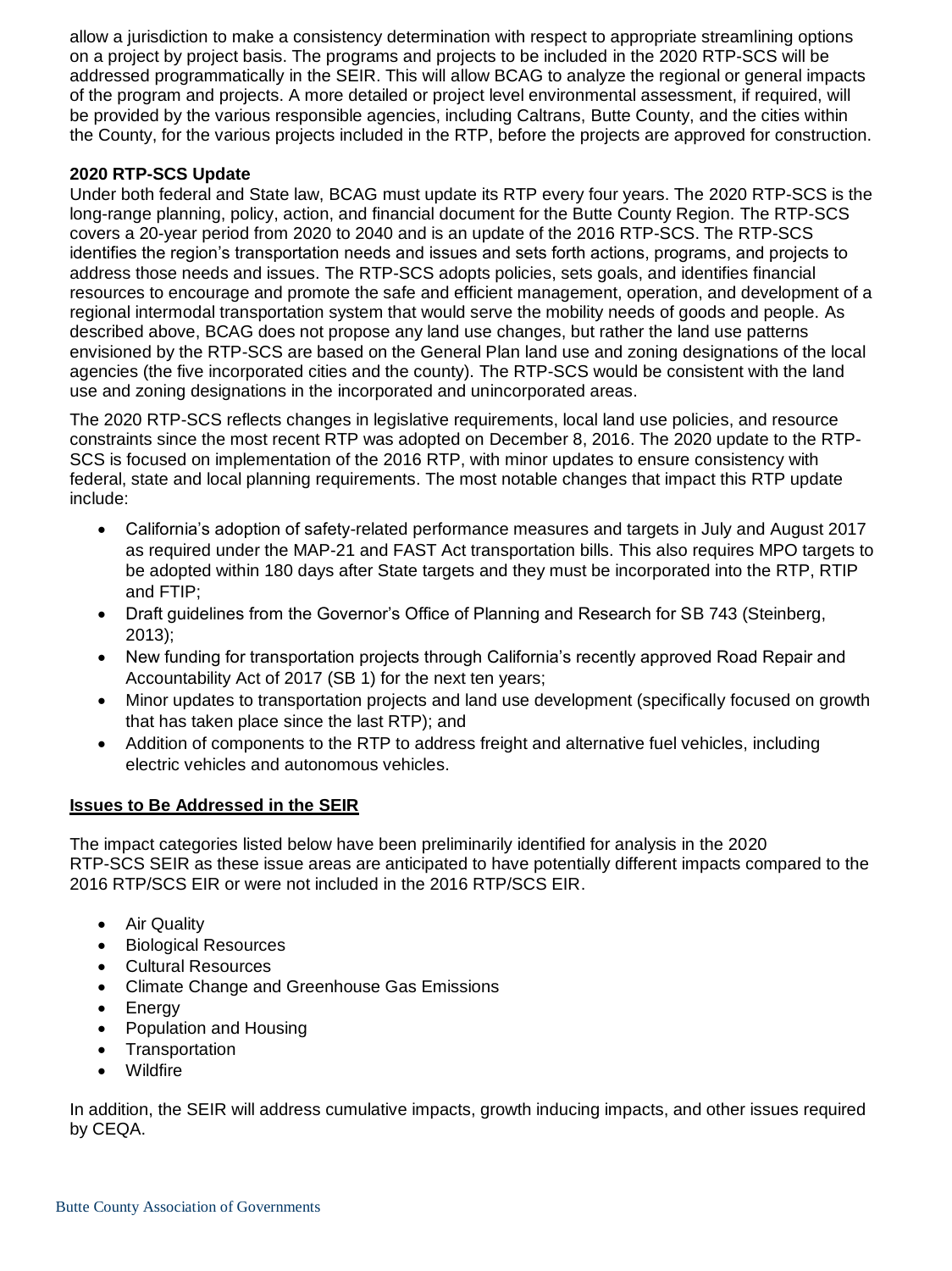allow a jurisdiction to make a consistency determination with respect to appropriate streamlining options on a project by project basis. The programs and projects to be included in the 2020 RTP-SCS will be addressed programmatically in the SEIR. This will allow BCAG to analyze the regional or general impacts of the program and projects. A more detailed or project level environmental assessment, if required, will be provided by the various responsible agencies, including Caltrans, Butte County, and the cities within the County, for the various projects included in the RTP, before the projects are approved for construction.

**2020 RTP-SCS Update**

Under both federal and State law, BCAG must update its RTP every four years. The 2020 RTP-SCS is the long-range planning, policy, action, and financial document for the Butte County Region. The RTP-SCS covers a 20-year period from 2020 to 2040 and is an update of the 2016 RTP-SCS. The RTP-SCS identifies the region's transportation needs and issues and sets forth actions, programs, and projects to address those needs and issues. The RTP-SCS adopts policies, sets goals, and identifies financial resources to encourage and promote the safe and efficient management, operation, and development of a regional intermodal transportation system that would serve the mobility needs of goods and people. As described above, BCAG does not propose any land use changes, but rather the land use patterns envisioned by the RTP-SCS are based on the General Plan land use and zoning designations of the local agencies (the five incorporated cities and the county). The RTP-SCS would be consistent with the land use and zoning designations in the incorporated and unincorporated areas.

The 2020 RTP-SCS reflects changes in legislative requirements, local land use policies, and resource constraints since the most recent RTP was adopted on December 8, 2016. The 2020 update to the RTP-SCS is focused on implementation of the 2016 RTP, with minor updates to ensure consistency with federal, state and local planning requirements. The most notable changes that impact this RTP update include:

- California's adoption of safety-related performance measures and targets in July and August 2017 as required under the MAP-21 and FAST Act transportation bills. This also requires MPO targets to be adopted within 180 days after State targets and they must be incorporated into the RTP, RTIP and FTIP;
- Draft guidelines from the Governor's Office of Planning and Research for SB 743 (Steinberg, 2013);
- New funding for transportation projects through California's recently approved Road Repair and Accountability Act of 2017 (SB 1) for the next ten years;
- Minor updates to transportation projects and land use development (specifically focused on growth that has taken place since the last RTP); and
- Addition of components to the RTP to address freight and alternative fuel vehicles, including electric vehicles and autonomous vehicles.

**Issues to Be Addressed in the SEIR**

The impact categories listed below have been preliminarily identified for analysis in the 2020 RTP-SCS SEIR as these issue areas are anticipated to have potentially different impacts compared to the 2016 RTP/SCS EIR or were not included in the 2016 RTP/SCS EIR.

- Air Quality
- Biological Resources
- Cultural Resources
- Climate Change and Greenhouse Gas Emissions
- Energy
- Population and Housing
- Transportation
- Wildfire

In addition, the SEIR will address cumulative impacts, growth inducing impacts, and other issues required by CEQA.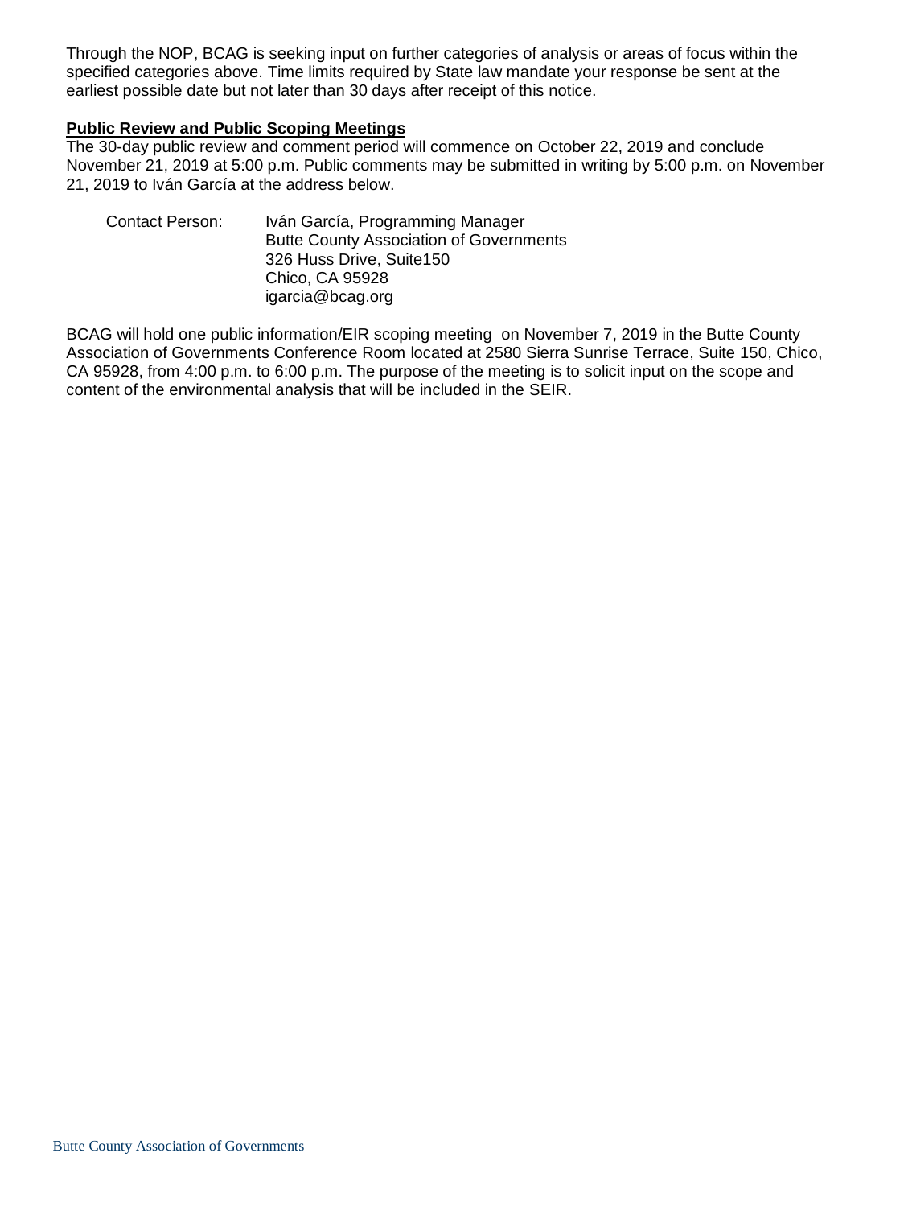Through the NOP, BCAG is seeking input on further categories of analysis or areas of focus within the specified categories above. Time limits required by State law mandate your response be sent at the earliest possible date but not later than 30 days after receipt of this notice.

**Public Review and Public Scoping Meetings**

The 30-day public review and comment period will commence on October 22, 2019 and conclude November 21, 2019 at 5:00 p.m. Public comments may be submitted in writing by 5:00 p.m. on November 21, 2019 to Iván García at the address below.

Contact Person: Iván García, Programming Manager
Butte County Association of Governments
326 Huss Drive, Suite150
Chico, CA 95928
igarcia@bcag.org

BCAG will hold one public information/EIR scoping meeting on November 7, 2019 in the Butte County Association of Governments Conference Room located at 2580 Sierra Sunrise Terrace, Suite 150, Chico, CA 95928, from 4:00 p.m. to 6:00 p.m. The purpose of the meeting is to solicit input on the scope and content of the environmental analysis that will be included in the SEIR.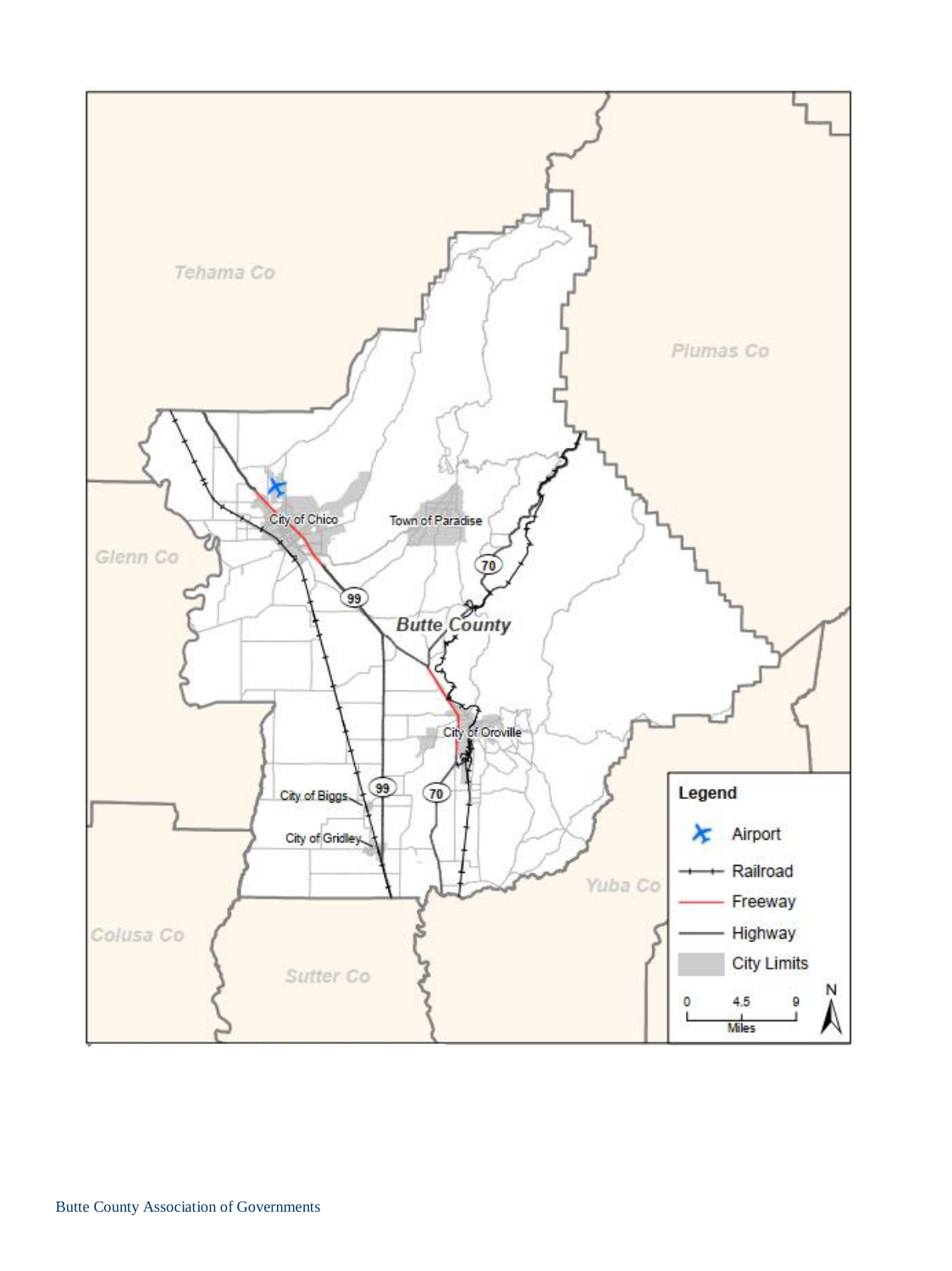Tehama Co

Plumas Co

Glenn Co

City of Chico

Town of Paradise

70

99

Butte County

City of Oroville

City of Biggs

99

70

City of Gridley

Yuba Co

Colusa Co

Sutter Co

Legend

Airport

Railroad

Freeway

Highway

City Limits

0 4.5 9

Miles

N